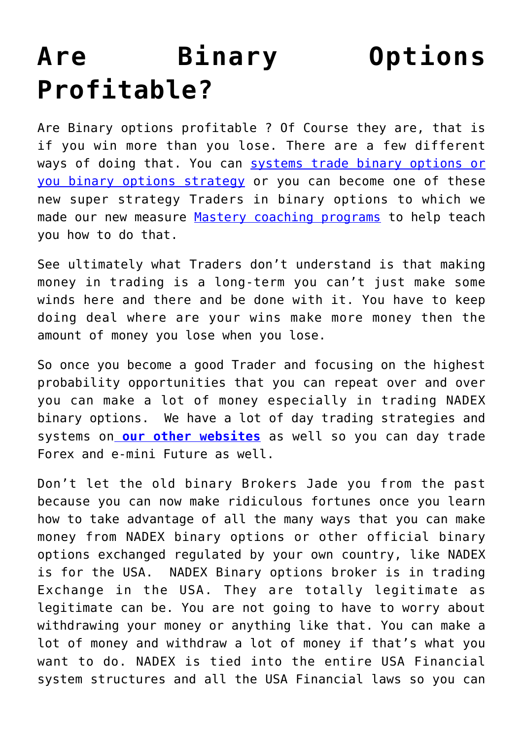# Are Binary Options Profitable?

Are Binary options profitable ? Of Course they are, that is if you win more than you lose. There are a few different ways of doing that. You can systems trade binary options or you binary options strategy or you can become one of these new super strategy Traders in binary options to which we made our new measure Mastery coaching programs to help teach you how to do that.

See ultimately what Traders don't understand is that making money in trading is a long-term you can't just make some winds here and there and be done with it. You have to keep doing deal where are your wins make more money then the amount of money you lose when you lose.

So once you become a good Trader and focusing on the highest probability opportunities that you can repeat over and over you can make a lot of money especially in trading NADEX binary options. We have a lot of day trading strategies and systems on **our other websites** as well so you can day trade Forex and e-mini Future as well.

Don't let the old binary Brokers Jade you from the past because you can now make ridiculous fortunes once you learn how to take advantage of all the many ways that you can make money from NADEX binary options or other official binary options exchanged regulated by your own country, like NADEX is for the USA. NADEX Binary options broker is in trading Exchange in the USA. They are totally legitimate as legitimate can be. You are not going to have to worry about withdrawing your money or anything like that. You can make a lot of money and withdraw a lot of money if that's what you want to do. NADEX is tied into the entire USA Financial system structures and all the USA Financial laws so you can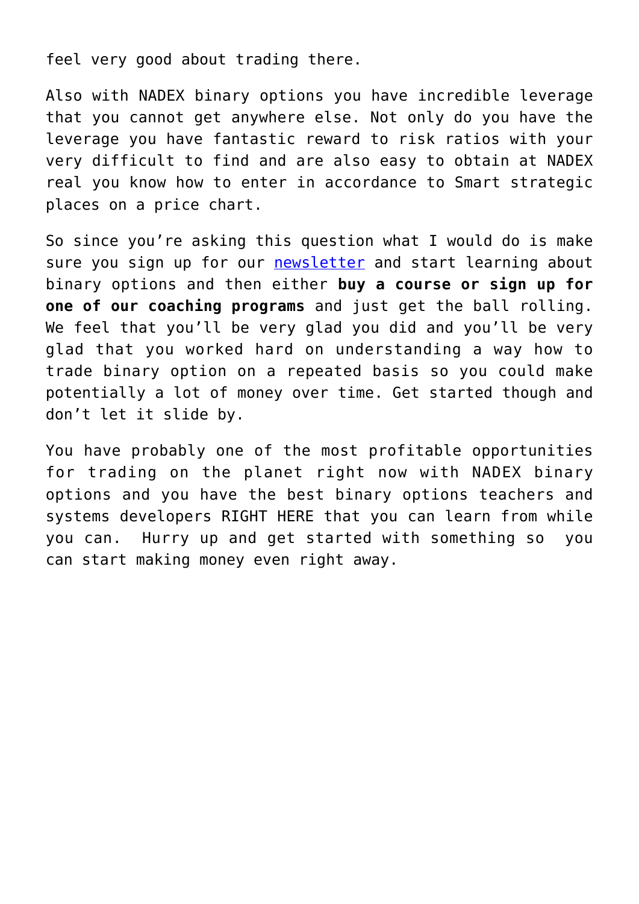feel very good about trading there.

Also with NADEX binary options you have incredible leverage that you cannot get anywhere else. Not only do you have the leverage you have fantastic reward to risk ratios with your very difficult to find and are also easy to obtain at NADEX real you know how to enter in accordance to Smart strategic places on a price chart.

So since you’re asking this question what I would do is make sure you sign up for our newsletter and start learning about binary options and then either **buy a course or sign up for one of our coaching programs** and just get the ball rolling. We feel that you’ll be very glad you did and you’ll be very glad that you worked hard on understanding a way how to trade binary option on a repeated basis so you could make potentially a lot of money over time. Get started though and don’t let it slide by.

You have probably one of the most profitable opportunities for trading on the planet right now with NADEX binary options and you have the best binary options teachers and systems developers RIGHT HERE that you can learn from while you can. Hurry up and get started with something so you can start making money even right away.